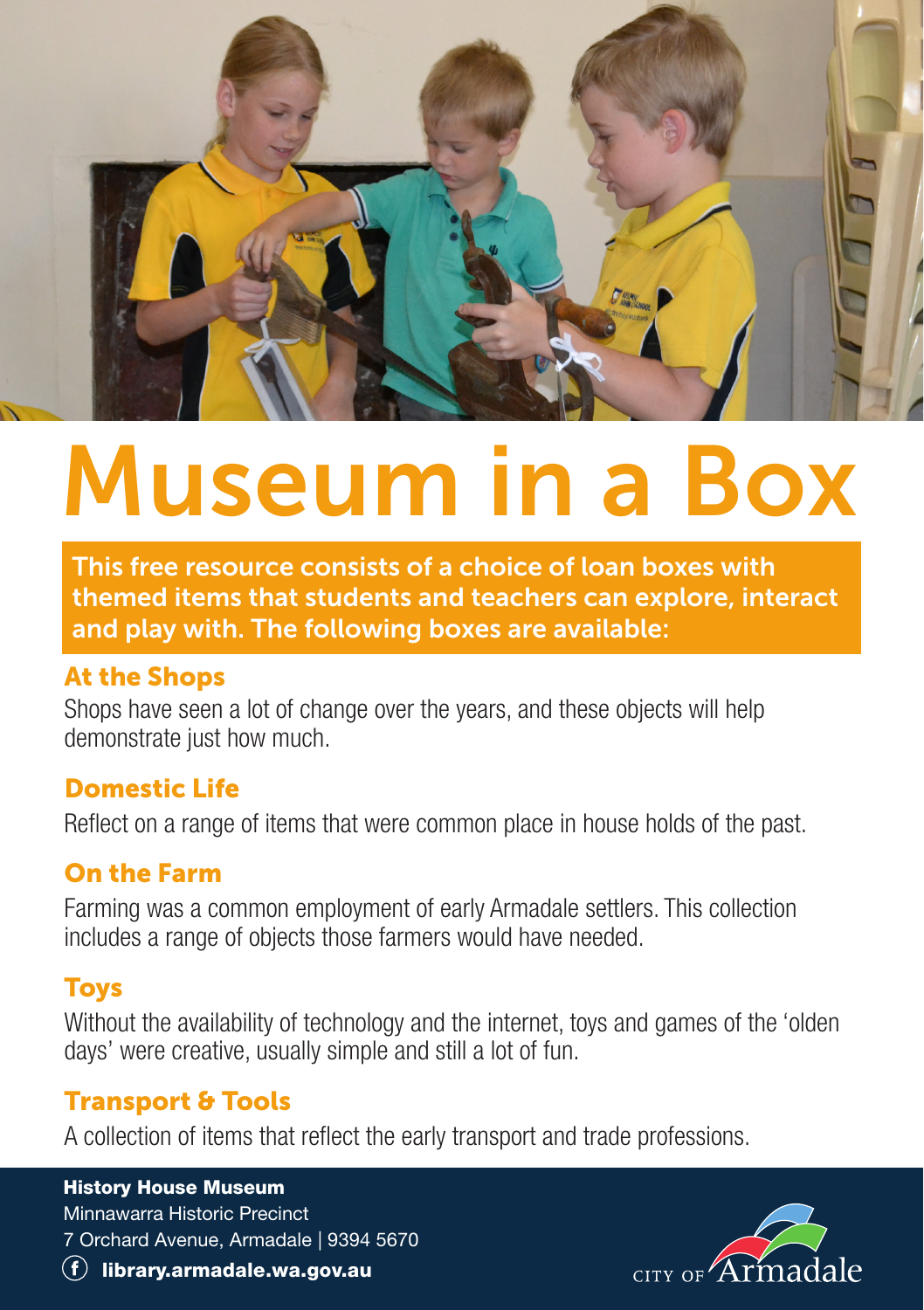# Museum in a Box

**This free resource consists of a choice of loan boxes with themed items that students and teachers can explore, interact and play with. The following boxes are available:**

## At the Shops

Shops have seen a lot of change over the years, and these objects will help demonstrate just how much.

## Domestic Life

Reflect on a range of items that were common place in house holds of the past.

## On the Farm

Farming was a common employment of early Armadale settlers. This collection includes a range of objects those farmers would have needed.

## Toys

Without the availability of technology and the internet, toys and games of the 'olden days' were creative, usually simple and still a lot of fun.

## Transport & Tools

A collection of items that reflect the early transport and trade professions.

**History House Museum**
Minnawarra Historic Precinct
7 Orchard Avenue, Armadale | 9394 5670
**library.armadale.wa.gov.au**

CITY OF Armadale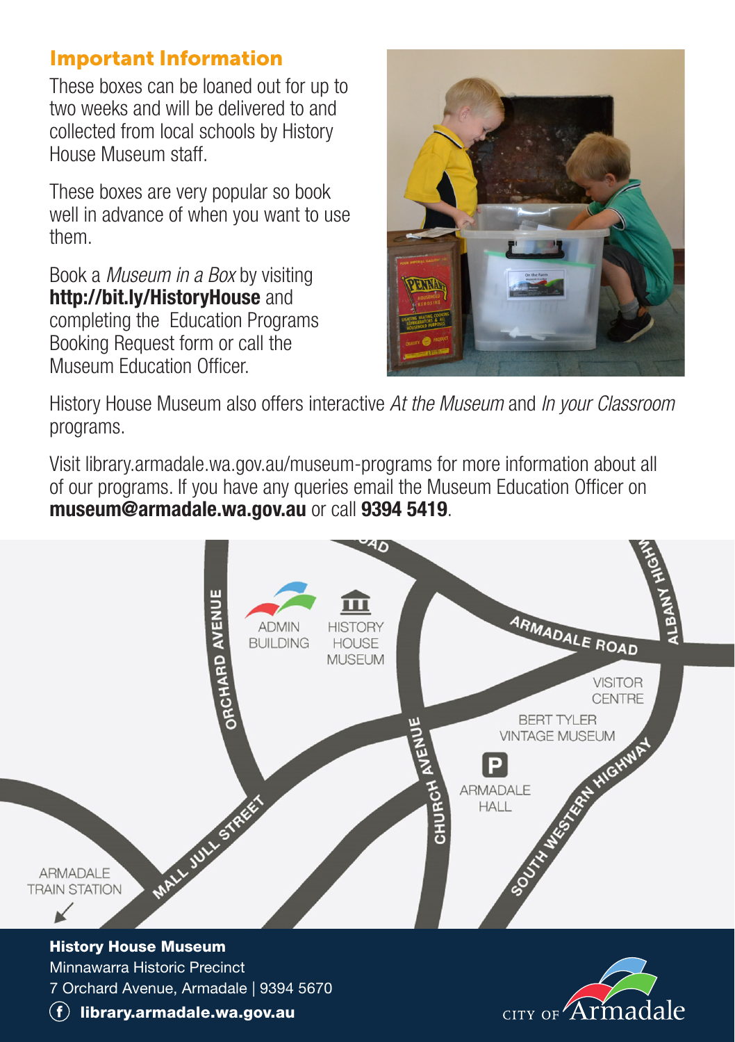## Important Information

These boxes can be loaned out for up to two weeks and will be delivered to and collected from local schools by History House Museum staff.

These boxes are very popular so book well in advance of when you want to use them.

Book a *Museum in a Box* by visiting **http://bit.ly/HistoryHouse** and completing the Education Programs Booking Request form or call the Museum Education Officer.

History House Museum also offers interactive *At the Museum* and *In your Classroom* programs.

Visit library.armadale.wa.gov.au/museum-programs for more information about all of our programs. If you have any queries email the Museum Education Officer on **museum@armadale.wa.gov.au** or call **9394 5419**.

ORCHARD AVENUE
ADMIN BUILDING
HISTORY HOUSE MUSEUM
ARMADALE ROAD
ALBANY HIGHWAY
VISITOR CENTRE
BERT TYLER VINTAGE MUSEUM
CHURCH AVENUE
ARMADALE HALL
SOUTH WESTERN HIGHWAY
JULL STREET MALL
ARMADALE TRAIN STATION

**History House Museum**
Minnawarra Historic Precinct
7 Orchard Avenue, Armadale | 9394 5670
**library.armadale.wa.gov.au**

CITY OF Armadale